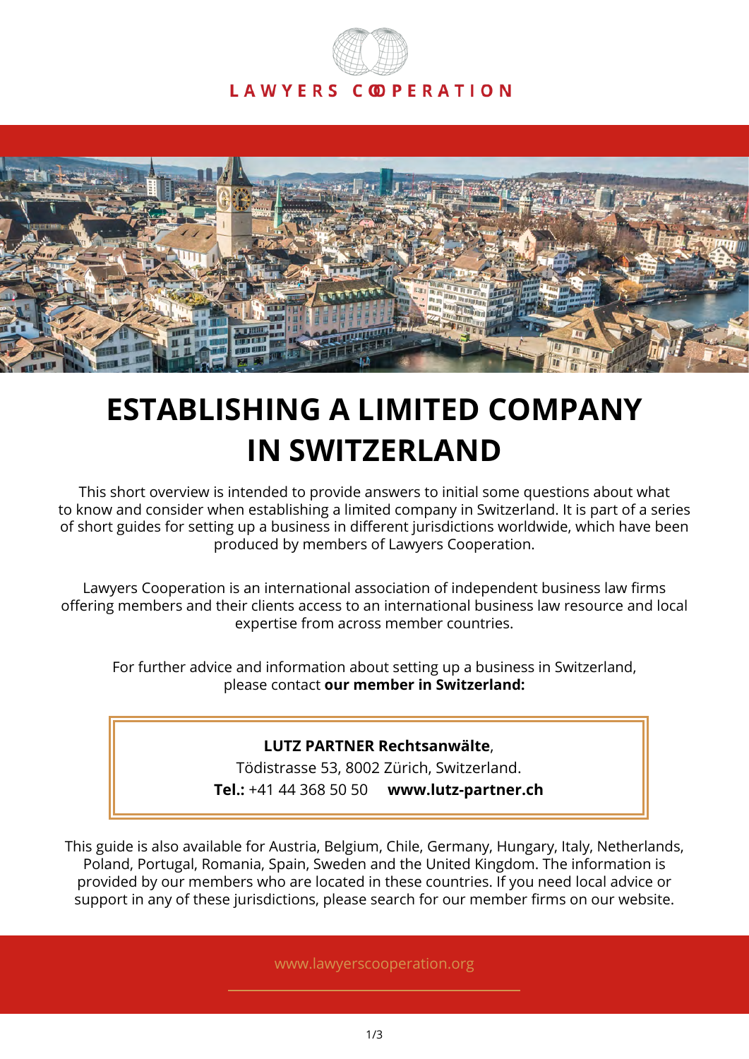LAWYERS COOPERATION

# ESTABLISHING A LIMITED COMPANY IN SWITZERLAND

This short overview is intended to provide answers to initial some questions about what to know and consider when establishing a limited company in Switzerland. It is part of a series of short guides for setting up a business in different jurisdictions worldwide, which have been produced by members of Lawyers Cooperation.

Lawyers Cooperation is an international association of independent business law firms offering members and their clients access to an international business law resource and local expertise from across member countries.

For further advice and information about setting up a business in Switzerland, please contact **our member in Switzerland:**

**LUTZ PARTNER Rechtsanwälte**,
Tödistrasse 53, 8002 Zürich, Switzerland.
**Tel.:** +41 44 368 50 50   **www.lutz-partner.ch**

This guide is also available for Austria, Belgium, Chile, Germany, Hungary, Italy, Netherlands, Poland, Portugal, Romania, Spain, Sweden and the United Kingdom. The information is provided by our members who are located in these countries. If you need local advice or support in any of these jurisdictions, please search for our member firms on our website.

www.lawyerscooperation.org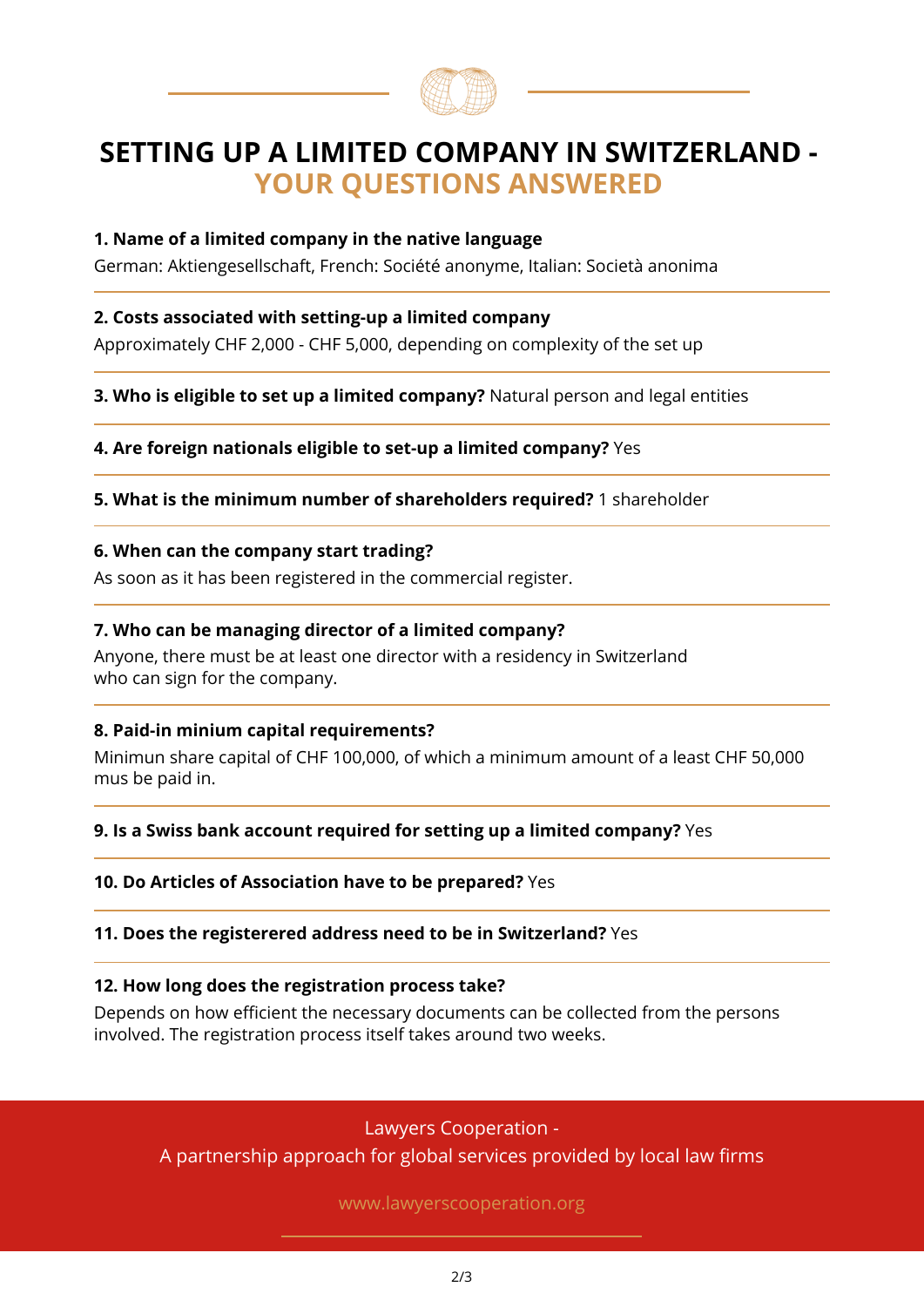# SETTING UP A LIMITED COMPANY IN SWITZERLAND - YOUR QUESTIONS ANSWERED

**1. Name of a limited company in the native language**

German: Aktiengesellschaft, French: Société anonyme, Italian: Società anonima

**2. Costs associated with setting-up a limited company**

Approximately CHF 2,000 - CHF 5,000, depending on complexity of the set up

**3. Who is eligible to set up a limited company?** Natural person and legal entities

**4. Are foreign nationals eligible to set-up a limited company?** Yes

**5. What is the minimum number of shareholders required?** 1 shareholder

**6. When can the company start trading?**

As soon as it has been registered in the commercial register.

**7. Who can be managing director of a limited company?**

Anyone, there must be at least one director with a residency in Switzerland who can sign for the company.

**8. Paid-in minium capital requirements?**

Minimun share capital of CHF 100,000, of which a minimum amount of a least CHF 50,000 mus be paid in.

**9. Is a Swiss bank account required for setting up a limited company?** Yes

**10. Do Articles of Association have to be prepared?** Yes

**11. Does the registerered address need to be in Switzerland?** Yes

**12. How long does the registration process take?**

Depends on how efficient the necessary documents can be collected from the persons involved. The registration process itself takes around two weeks.

Lawyers Cooperation -
A partnership approach for global services provided by local law firms

www.lawyerscooperation.org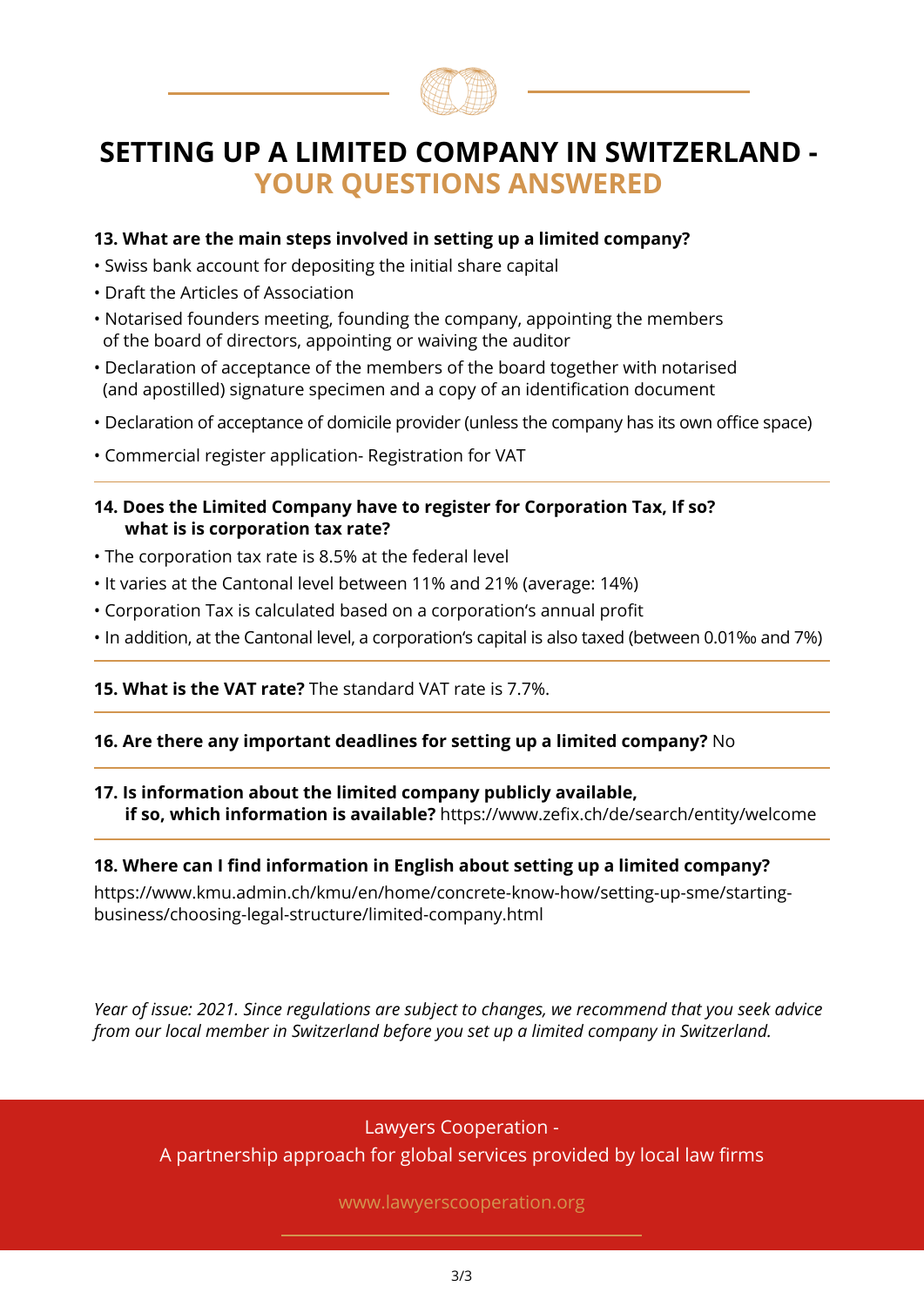# SETTING UP A LIMITED COMPANY IN SWITZERLAND - YOUR QUESTIONS ANSWERED

**13. What are the main steps involved in setting up a limited company?**

- Swiss bank account for depositing the initial share capital
- Draft the Articles of Association
- Notarised founders meeting, founding the company, appointing the members of the board of directors, appointing or waiving the auditor
- Declaration of acceptance of the members of the board together with notarised (and apostilled) signature specimen and a copy of an identification document
- Declaration of acceptance of domicile provider (unless the company has its own office space)
- Commercial register application- Registration for VAT

**14. Does the Limited Company have to register for Corporation Tax, If so? what is is corporation tax rate?**

- The corporation tax rate is 8.5% at the federal level
- It varies at the Cantonal level between 11% and 21% (average: 14%)
- Corporation Tax is calculated based on a corporation's annual profit
- In addition, at the Cantonal level, a corporation's capital is also taxed (between 0.01‰ and 7%)

**15. What is the VAT rate?** The standard VAT rate is 7.7%.

**16. Are there any important deadlines for setting up a limited company?** No

**17. Is information about the limited company publicly available, if so, which information is available?** https://www.zefix.ch/de/search/entity/welcome

**18. Where can I find information in English about setting up a limited company?**

https://www.kmu.admin.ch/kmu/en/home/concrete-know-how/setting-up-sme/starting-business/choosing-legal-structure/limited-company.html

*Year of issue: 2021. Since regulations are subject to changes, we recommend that you seek advice from our local member in Switzerland before you set up a limited company in Switzerland.*

Lawyers Cooperation -
A partnership approach for global services provided by local law firms

www.lawyerscooperation.org